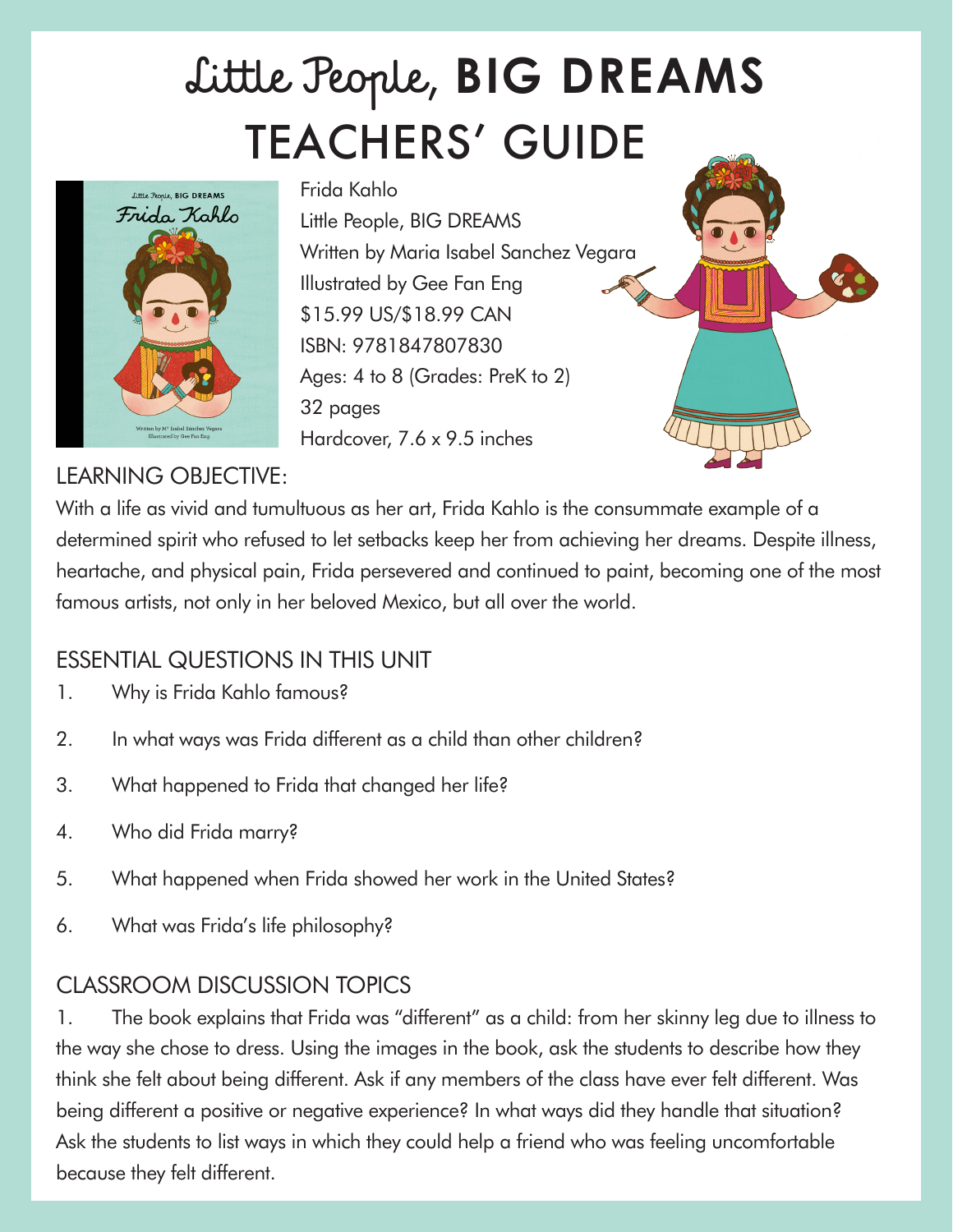# Little People, BIG DREAMS TEACHERS' GUIDE

Frida Kahlo
Little People, BIG DREAMS
Written by Maria Isabel Sanchez Vegara
Illustrated by Gee Fan Eng
$15.99 US/$18.99 CAN
ISBN: 9781847807830
Ages: 4 to 8 (Grades: PreK to 2)
32 pages
Hardcover, 7.6 x 9.5 inches

## LEARNING OBJECTIVE:

With a life as vivid and tumultuous as her art, Frida Kahlo is the consummate example of a determined spirit who refused to let setbacks keep her from achieving her dreams. Despite illness, heartache, and physical pain, Frida persevered and continued to paint, becoming one of the most famous artists, not only in her beloved Mexico, but all over the world.

## ESSENTIAL QUESTIONS IN THIS UNIT

1. Why is Frida Kahlo famous?
2. In what ways was Frida different as a child than other children?
3. What happened to Frida that changed her life?
4. Who did Frida marry?
5. What happened when Frida showed her work in the United States?
6. What was Frida's life philosophy?

## CLASSROOM DISCUSSION TOPICS

1. The book explains that Frida was "different" as a child: from her skinny leg due to illness to the way she chose to dress. Using the images in the book, ask the students to describe how they think she felt about being different. Ask if any members of the class have ever felt different. Was being different a positive or negative experience? In what ways did they handle that situation? Ask the students to list ways in which they could help a friend who was feeling uncomfortable because they felt different.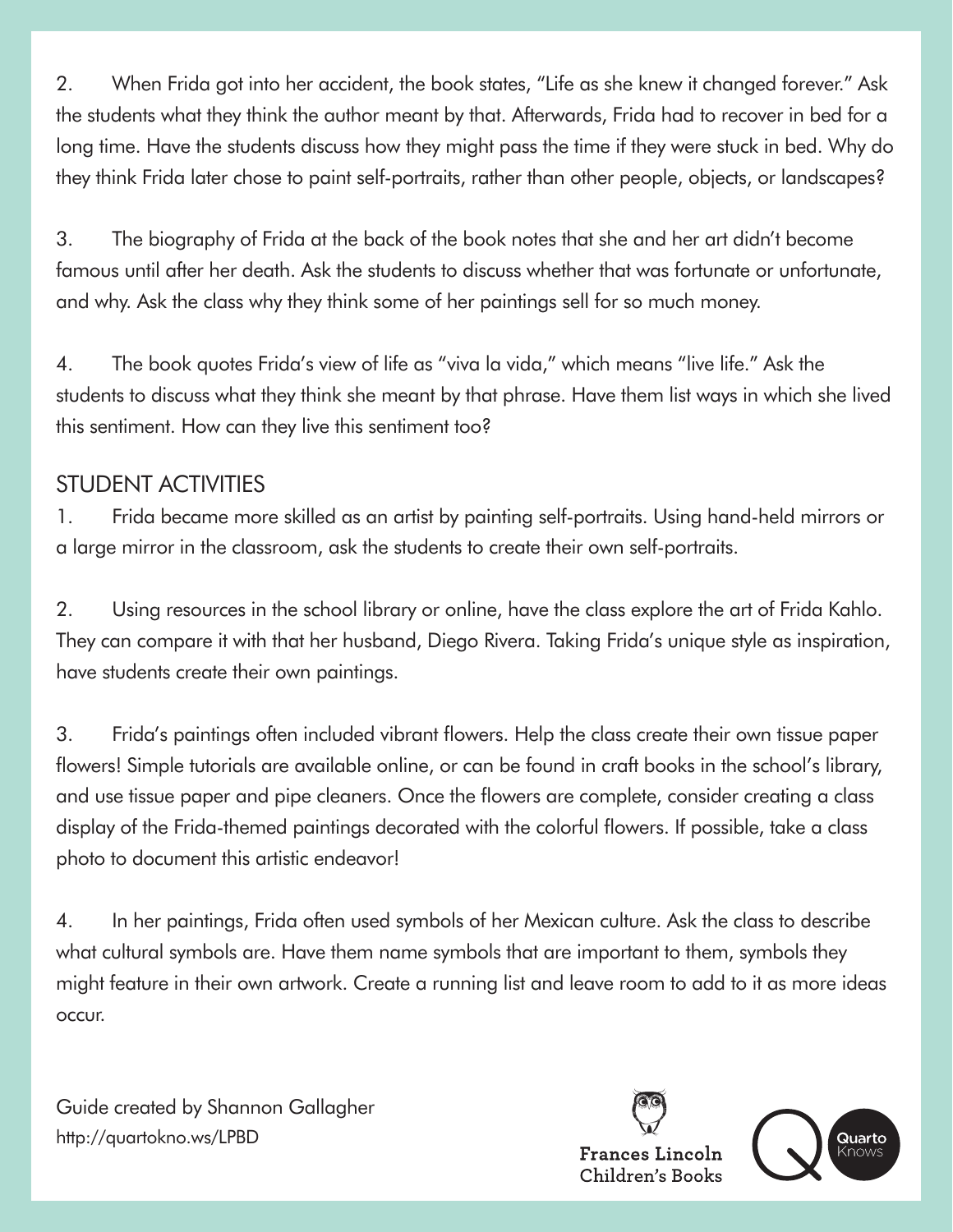2. When Frida got into her accident, the book states, "Life as she knew it changed forever." Ask the students what they think the author meant by that. Afterwards, Frida had to recover in bed for a long time. Have the students discuss how they might pass the time if they were stuck in bed. Why do they think Frida later chose to paint self-portraits, rather than other people, objects, or landscapes?

3. The biography of Frida at the back of the book notes that she and her art didn't become famous until after her death. Ask the students to discuss whether that was fortunate or unfortunate, and why. Ask the class why they think some of her paintings sell for so much money.

4. The book quotes Frida's view of life as "viva la vida," which means "live life." Ask the students to discuss what they think she meant by that phrase. Have them list ways in which she lived this sentiment. How can they live this sentiment too?

## STUDENT ACTIVITIES

1. Frida became more skilled as an artist by painting self-portraits. Using hand-held mirrors or a large mirror in the classroom, ask the students to create their own self-portraits.

2. Using resources in the school library or online, have the class explore the art of Frida Kahlo. They can compare it with that her husband, Diego Rivera. Taking Frida's unique style as inspiration, have students create their own paintings.

3. Frida's paintings often included vibrant flowers. Help the class create their own tissue paper flowers! Simple tutorials are available online, or can be found in craft books in the school's library, and use tissue paper and pipe cleaners. Once the flowers are complete, consider creating a class display of the Frida-themed paintings decorated with the colorful flowers. If possible, take a class photo to document this artistic endeavor!

4. In her paintings, Frida often used symbols of her Mexican culture. Ask the class to describe what cultural symbols are. Have them name symbols that are important to them, symbols they might feature in their own artwork. Create a running list and leave room to add to it as more ideas occur.

Guide created by Shannon Gallagher
http://quartokno.ws/LPBD

Frances Lincoln Children's Books

Quarto Knows